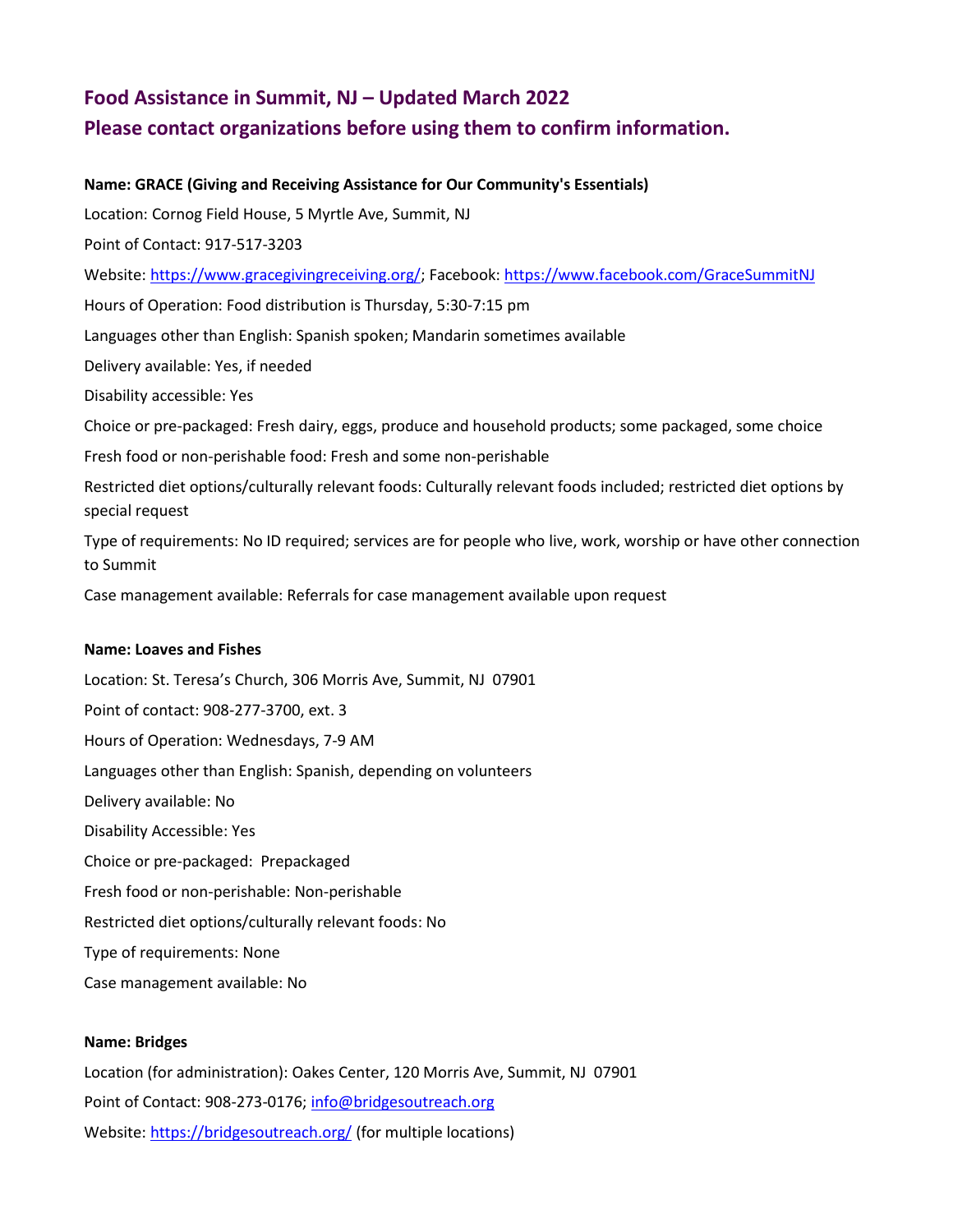# Food Assistance in Summit, NJ – Updated March 2022
# Please contact organizations before using them to confirm information.

**Name: GRACE (Giving and Receiving Assistance for Our Community's Essentials)**

Location: Cornog Field House, 5 Myrtle Ave, Summit, NJ

Point of Contact: 917-517-3203

Website: [https://www.gracegivingreceiving.org/](https://www.gracegivingreceiving.org/); Facebook: [https://www.facebook.com/GraceSummitNJ](https://www.facebook.com/GraceSummitNJ)

Hours of Operation: Food distribution is Thursday, 5:30-7:15 pm

Languages other than English: Spanish spoken; Mandarin sometimes available

Delivery available: Yes, if needed

Disability accessible: Yes

Choice or pre-packaged: Fresh dairy, eggs, produce and household products; some packaged, some choice

Fresh food or non-perishable food: Fresh and some non-perishable

Restricted diet options/culturally relevant foods: Culturally relevant foods included; restricted diet options by special request

Type of requirements: No ID required; services are for people who live, work, worship or have other connection to Summit

Case management available: Referrals for case management available upon request

**Name: Loaves and Fishes**

Location: St. Teresa's Church, 306 Morris Ave, Summit, NJ 07901

Point of contact: 908-277-3700, ext. 3

Hours of Operation: Wednesdays, 7-9 AM

Languages other than English: Spanish, depending on volunteers

Delivery available: No

Disability Accessible: Yes

Choice or pre-packaged: Prepackaged

Fresh food or non-perishable: Non-perishable

Restricted diet options/culturally relevant foods: No

Type of requirements: None

Case management available: No

**Name: Bridges**

Location (for administration): Oakes Center, 120 Morris Ave, Summit, NJ 07901

Point of Contact: 908-273-0176; [info@bridgesoutreach.org](mailto:info@bridgesoutreach.org)

Website: [https://bridgesoutreach.org/](https://bridgesoutreach.org/) (for multiple locations)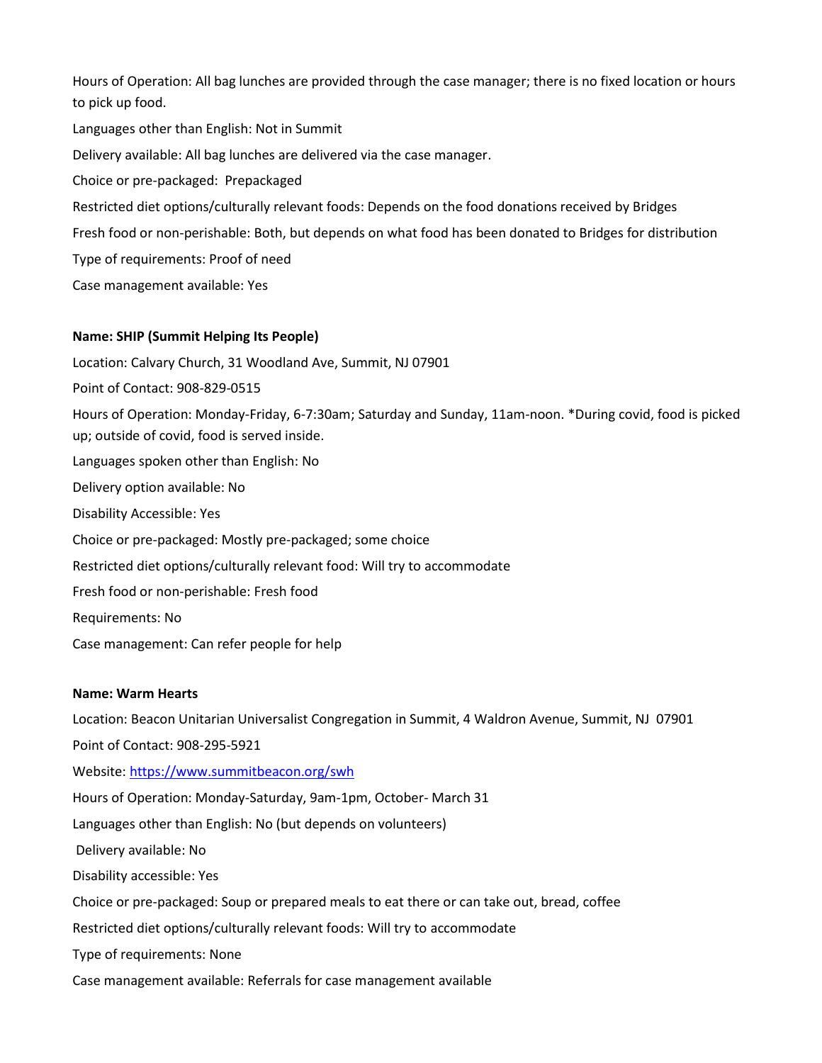Hours of Operation: All bag lunches are provided through the case manager; there is no fixed location or hours to pick up food.

Languages other than English: Not in Summit

Delivery available: All bag lunches are delivered via the case manager.

Choice or pre-packaged: Prepackaged

Restricted diet options/culturally relevant foods: Depends on the food donations received by Bridges

Fresh food or non-perishable: Both, but depends on what food has been donated to Bridges for distribution

Type of requirements: Proof of need

Case management available: Yes

**Name: SHIP (Summit Helping Its People)**

Location: Calvary Church, 31 Woodland Ave, Summit, NJ 07901

Point of Contact: 908-829-0515

Hours of Operation: Monday-Friday, 6-7:30am; Saturday and Sunday, 11am-noon. *During covid, food is picked up; outside of covid, food is served inside.

Languages spoken other than English: No

Delivery option available: No

Disability Accessible: Yes

Choice or pre-packaged: Mostly pre-packaged; some choice

Restricted diet options/culturally relevant food: Will try to accommodate

Fresh food or non-perishable: Fresh food

Requirements: No

Case management: Can refer people for help

**Name: Warm Hearts**

Location: Beacon Unitarian Universalist Congregation in Summit, 4 Waldron Avenue, Summit, NJ 07901

Point of Contact: 908-295-5921

Website: [https://www.summitbeacon.org/swh](https://www.summitbeacon.org/swh)

Hours of Operation: Monday-Saturday, 9am-1pm, October- March 31

Languages other than English: No (but depends on volunteers)

Delivery available: No

Disability accessible: Yes

Choice or pre-packaged: Soup or prepared meals to eat there or can take out, bread, coffee

Restricted diet options/culturally relevant foods: Will try to accommodate

Type of requirements: None

Case management available: Referrals for case management available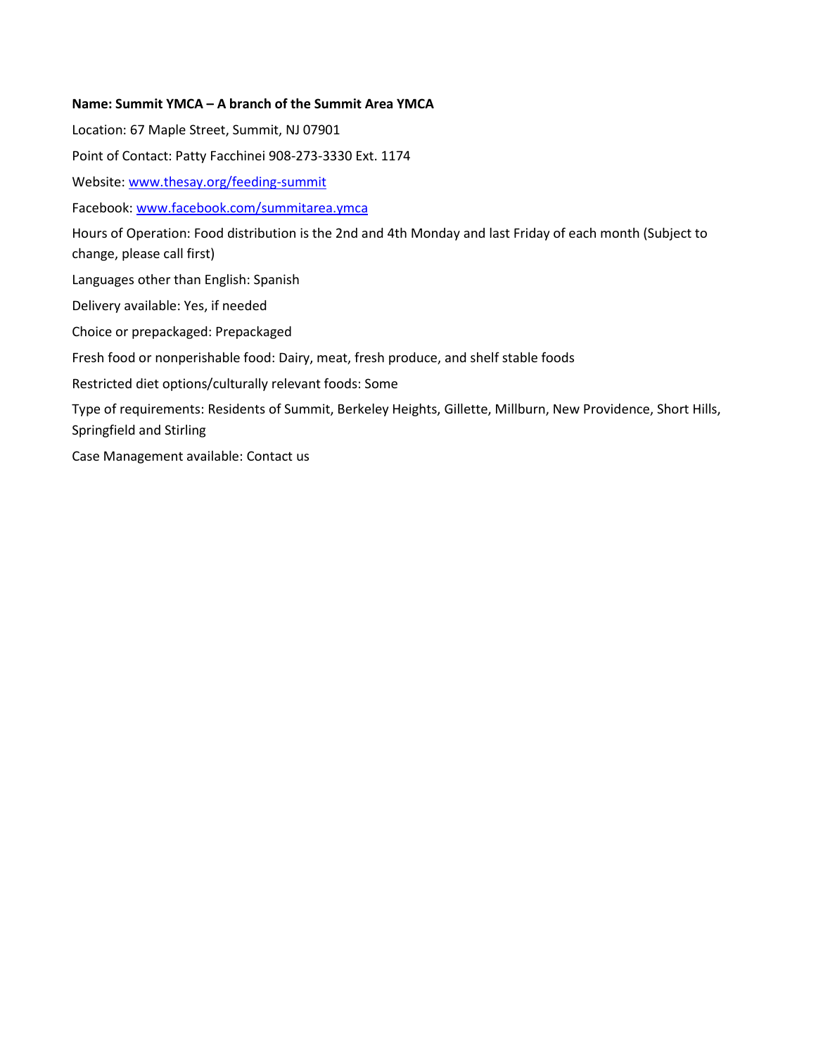**Name: Summit YMCA – A branch of the Summit Area YMCA**

Location: 67 Maple Street, Summit, NJ 07901

Point of Contact: Patty Facchinei 908-273-3330 Ext. 1174

Website: [www.thesay.org/feeding-summit](www.thesay.org/feeding-summit)

Facebook: [www.facebook.com/summitarea.ymca](www.facebook.com/summitarea.ymca)

Hours of Operation: Food distribution is the 2nd and 4th Monday and last Friday of each month (Subject to change, please call first)

Languages other than English: Spanish

Delivery available: Yes, if needed

Choice or prepackaged: Prepackaged

Fresh food or nonperishable food: Dairy, meat, fresh produce, and shelf stable foods

Restricted diet options/culturally relevant foods: Some

Type of requirements: Residents of Summit, Berkeley Heights, Gillette, Millburn, New Providence, Short Hills, Springfield and Stirling

Case Management available: Contact us